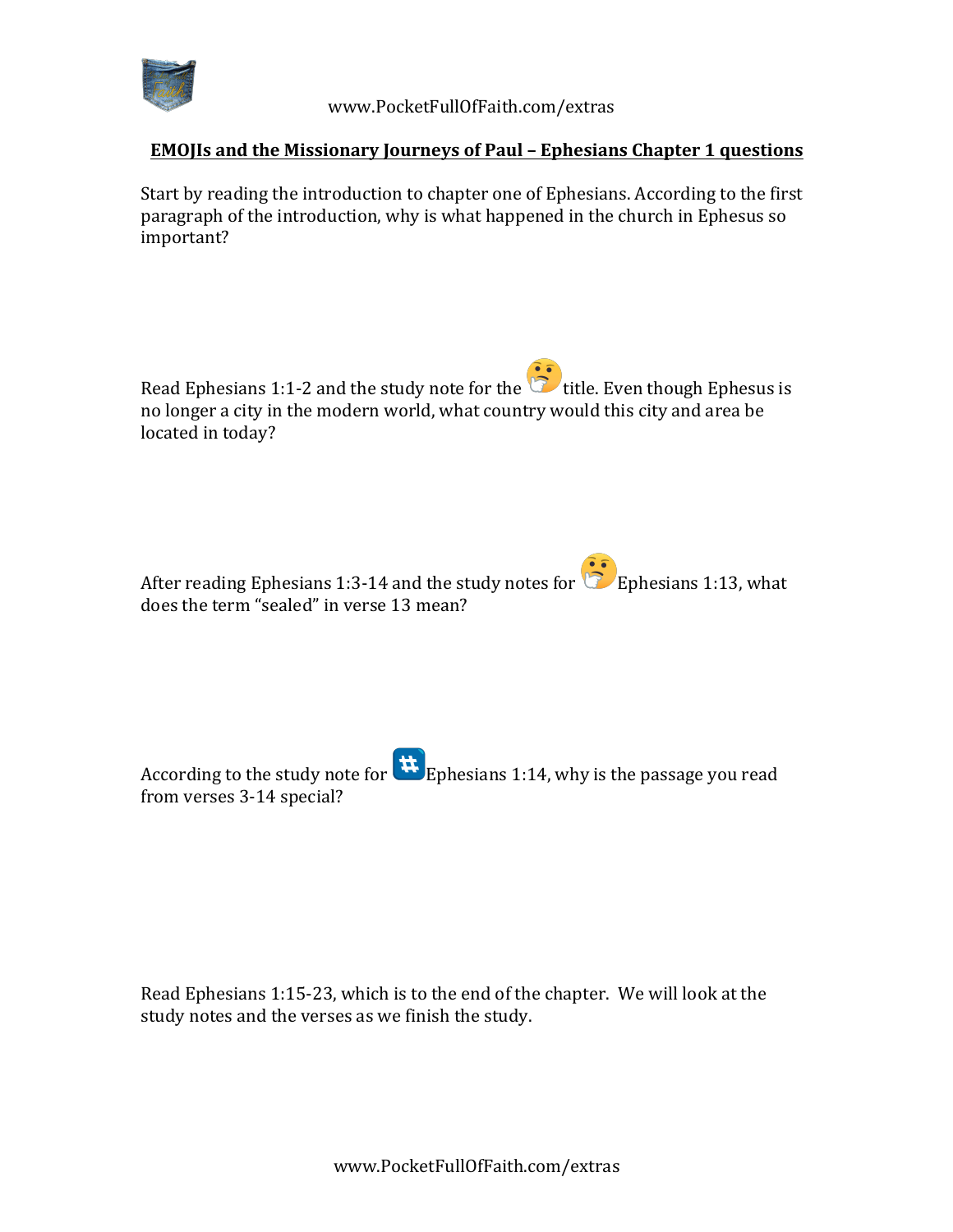## EMOJIs and the Missionary Journeys of Paul – Ephesians Chapter 1 questions

Start by reading the introduction to chapter one of Ephesians. According to the first paragraph of the introduction, why is what happened in the church in Ephesus so important?

Read Ephesians 1:1-2 and the study note for the 🤔 title. Even though Ephesus is no longer a city in the modern world, what country would this city and area be located in today?

After reading Ephesians 1:3-14 and the study notes for 🤔 Ephesians 1:13, what does the term "sealed" in verse 13 mean?

According to the study note for #️⃣ Ephesians 1:14, why is the passage you read from verses 3-14 special?

Read Ephesians 1:15-23, which is to the end of the chapter. We will look at the study notes and the verses as we finish the study.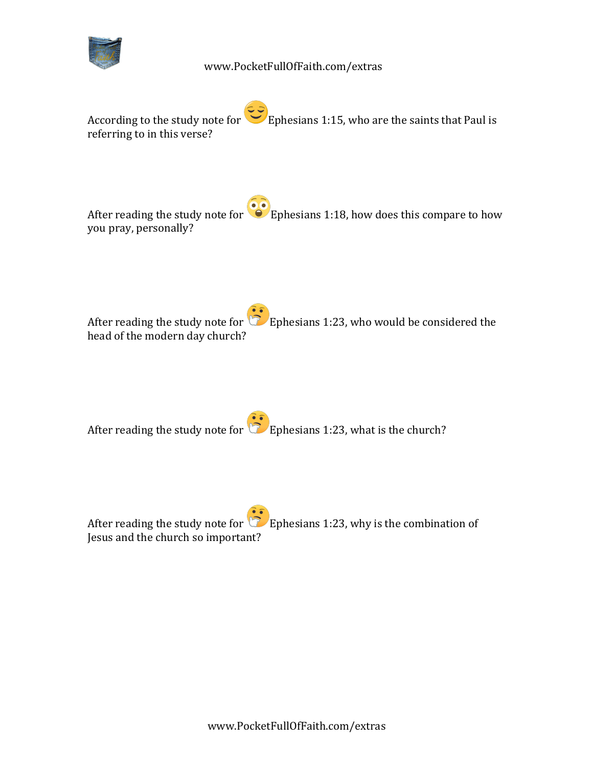According to the study note for 😌 Ephesians 1:15, who are the saints that Paul is referring to in this verse?

After reading the study note for 😲 Ephesians 1:18, how does this compare to how you pray, personally?

After reading the study note for 🤔 Ephesians 1:23, who would be considered the head of the modern day church?

After reading the study note for 🤔 Ephesians 1:23, what is the church?

After reading the study note for 🤔 Ephesians 1:23, why is the combination of Jesus and the church so important?